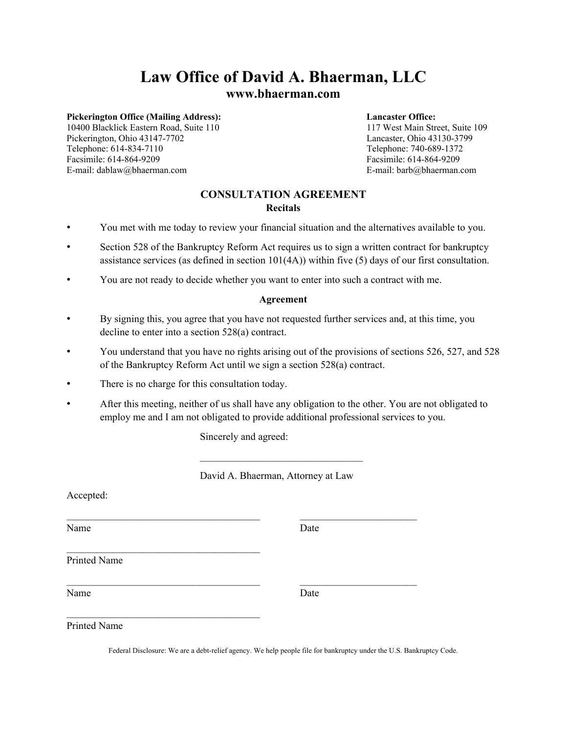# Law Office of David A. Bhaerman, LLC

**www.bhaerman.com**

**Pickerington Office (Mailing Address):**
10400 Blacklick Eastern Road, Suite 110
Pickerington, Ohio 43147-7702
Telephone: 614-834-7110
Facsimile: 614-864-9209
E-mail: dablaw@bhaerman.com

**Lancaster Office:**
117 West Main Street, Suite 109
Lancaster, Ohio 43130-3799
Telephone: 740-689-1372
Facsimile: 614-864-9209
E-mail: barb@bhaerman.com

## CONSULTATION AGREEMENT

### Recitals

- You met with me today to review your financial situation and the alternatives available to you.
- Section 528 of the Bankruptcy Reform Act requires us to sign a written contract for bankruptcy assistance services (as defined in section 101(4A)) within five (5) days of our first consultation.
- You are not ready to decide whether you want to enter into such a contract with me.

### Agreement

- By signing this, you agree that you have not requested further services and, at this time, you decline to enter into a section 528(a) contract.
- You understand that you have no rights arising out of the provisions of sections 526, 527, and 528 of the Bankruptcy Reform Act until we sign a section 528(a) contract.
- There is no charge for this consultation today.
- After this meeting, neither of us shall have any obligation to the other. You are not obligated to employ me and I am not obligated to provide additional professional services to you.

Sincerely and agreed:

\_\_\_\_\_\_\_\_\_\_\_\_\_\_\_\_\_\_\_\_\_\_\_\_\_\_\_\_\_\_\_\_

David A. Bhaerman, Attorney at Law

Accepted:

\_\_\_\_\_\_\_\_\_\_\_\_\_\_\_\_\_\_\_\_\_\_\_\_\_\_\_\_\_\_\_\_\_\_\_\_\_\_ \_\_\_\_\_\_\_\_\_\_\_\_\_\_\_\_\_\_\_\_\_\_\_
Name Date

\_\_\_\_\_\_\_\_\_\_\_\_\_\_\_\_\_\_\_\_\_\_\_\_\_\_\_\_\_\_\_\_\_\_\_\_\_\_
Printed Name

\_\_\_\_\_\_\_\_\_\_\_\_\_\_\_\_\_\_\_\_\_\_\_\_\_\_\_\_\_\_\_\_\_\_\_\_\_\_ \_\_\_\_\_\_\_\_\_\_\_\_\_\_\_\_\_\_\_\_\_\_\_
Name Date

\_\_\_\_\_\_\_\_\_\_\_\_\_\_\_\_\_\_\_\_\_\_\_\_\_\_\_\_\_\_\_\_\_\_\_\_\_\_
Printed Name

Federal Disclosure: We are a debt-relief agency. We help people file for bankruptcy under the U.S. Bankruptcy Code.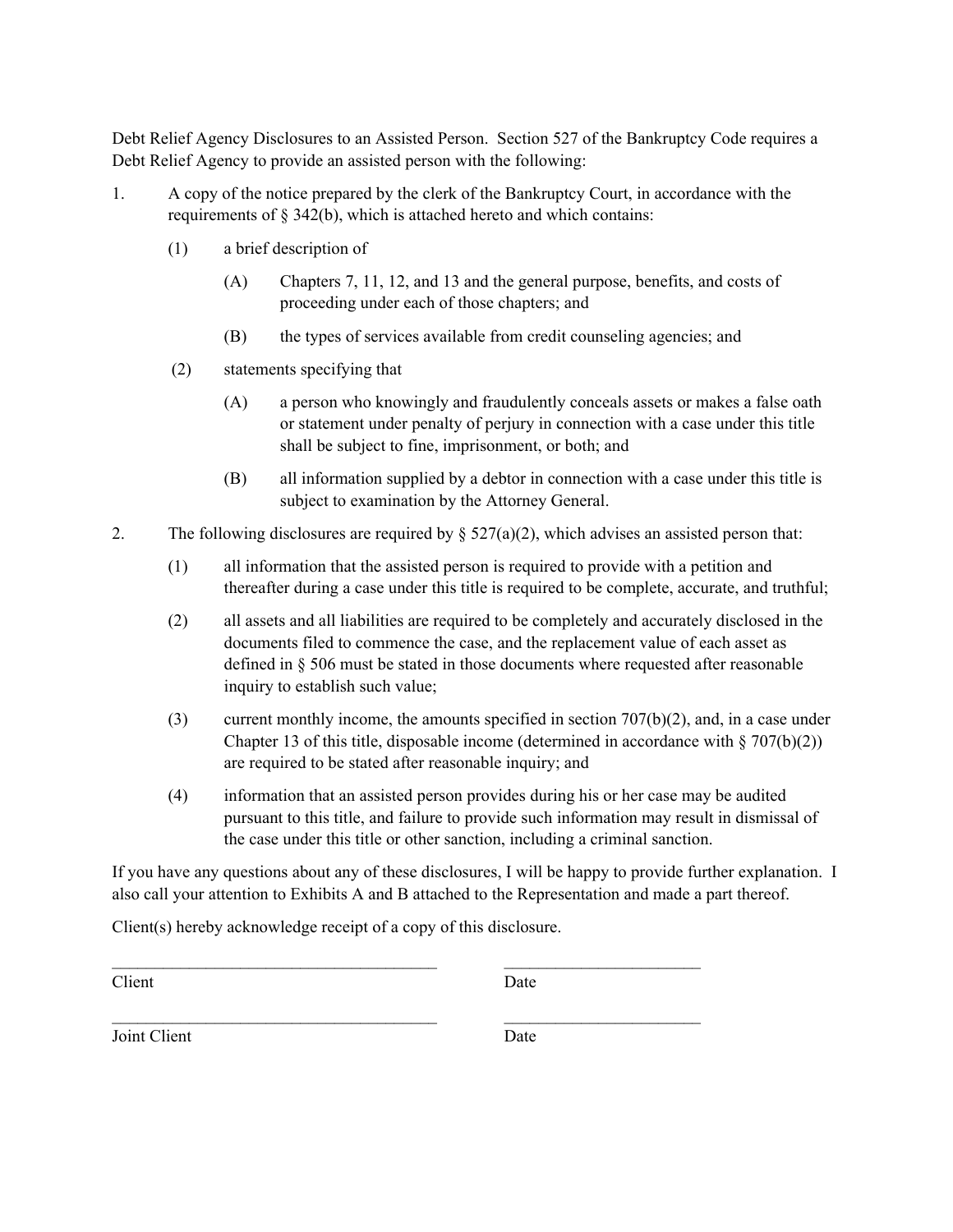Debt Relief Agency Disclosures to an Assisted Person. Section 527 of the Bankruptcy Code requires a Debt Relief Agency to provide an assisted person with the following:

1. A copy of the notice prepared by the clerk of the Bankruptcy Court, in accordance with the requirements of § 342(b), which is attached hereto and which contains:

   (1) a brief description of

      (A) Chapters 7, 11, 12, and 13 and the general purpose, benefits, and costs of proceeding under each of those chapters; and

      (B) the types of services available from credit counseling agencies; and

   (2) statements specifying that

      (A) a person who knowingly and fraudulently conceals assets or makes a false oath or statement under penalty of perjury in connection with a case under this title shall be subject to fine, imprisonment, or both; and

      (B) all information supplied by a debtor in connection with a case under this title is subject to examination by the Attorney General.

2. The following disclosures are required by § 527(a)(2), which advises an assisted person that:

   (1) all information that the assisted person is required to provide with a petition and thereafter during a case under this title is required to be complete, accurate, and truthful;

   (2) all assets and all liabilities are required to be completely and accurately disclosed in the documents filed to commence the case, and the replacement value of each asset as defined in § 506 must be stated in those documents where requested after reasonable inquiry to establish such value;

   (3) current monthly income, the amounts specified in section 707(b)(2), and, in a case under Chapter 13 of this title, disposable income (determined in accordance with § 707(b)(2)) are required to be stated after reasonable inquiry; and

   (4) information that an assisted person provides during his or her case may be audited pursuant to this title, and failure to provide such information may result in dismissal of the case under this title or other sanction, including a criminal sanction.

If you have any questions about any of these disclosures, I will be happy to provide further explanation. I also call your attention to Exhibits A and B attached to the Representation and made a part thereof.

Client(s) hereby acknowledge receipt of a copy of this disclosure.

\_\_\_\_\_\_\_\_\_\_\_\_\_\_\_\_\_\_\_\_\_\_\_\_\_\_\_\_\_\_\_\_\_\_\_\_\_\_ \_\_\_\_\_\_\_\_\_\_\_\_\_\_\_\_\_\_\_\_\_\_\_

Client Date

\_\_\_\_\_\_\_\_\_\_\_\_\_\_\_\_\_\_\_\_\_\_\_\_\_\_\_\_\_\_\_\_\_\_\_\_\_\_ \_\_\_\_\_\_\_\_\_\_\_\_\_\_\_\_\_\_\_\_\_\_\_

Joint Client Date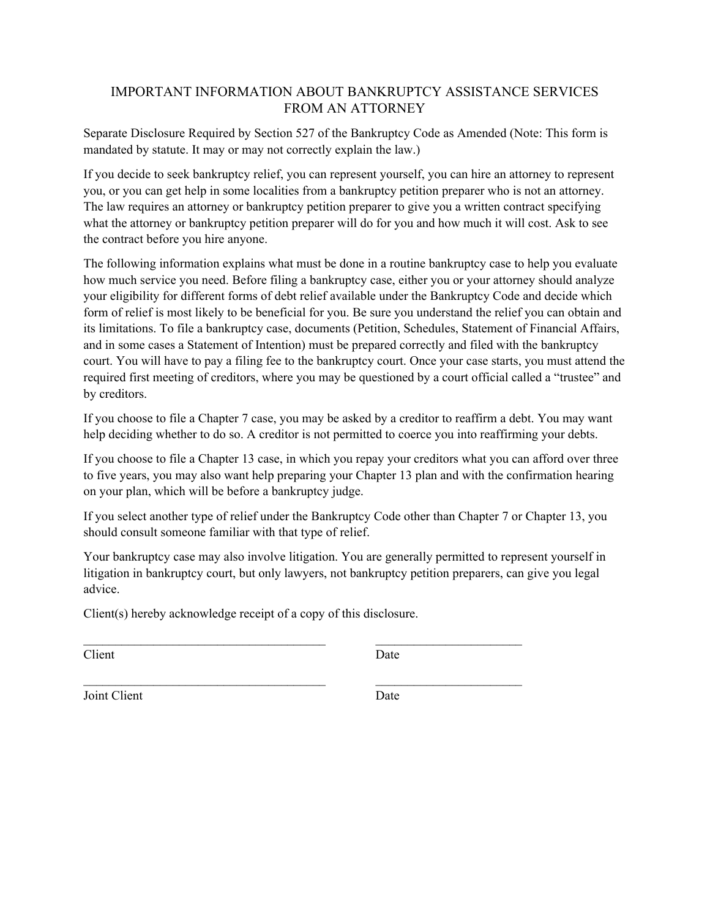# IMPORTANT INFORMATION ABOUT BANKRUPTCY ASSISTANCE SERVICES FROM AN ATTORNEY

Separate Disclosure Required by Section 527 of the Bankruptcy Code as Amended (Note: This form is mandated by statute. It may or may not correctly explain the law.)

If you decide to seek bankruptcy relief, you can represent yourself, you can hire an attorney to represent you, or you can get help in some localities from a bankruptcy petition preparer who is not an attorney. The law requires an attorney or bankruptcy petition preparer to give you a written contract specifying what the attorney or bankruptcy petition preparer will do for you and how much it will cost. Ask to see the contract before you hire anyone.

The following information explains what must be done in a routine bankruptcy case to help you evaluate how much service you need. Before filing a bankruptcy case, either you or your attorney should analyze your eligibility for different forms of debt relief available under the Bankruptcy Code and decide which form of relief is most likely to be beneficial for you. Be sure you understand the relief you can obtain and its limitations. To file a bankruptcy case, documents (Petition, Schedules, Statement of Financial Affairs, and in some cases a Statement of Intention) must be prepared correctly and filed with the bankruptcy court. You will have to pay a filing fee to the bankruptcy court. Once your case starts, you must attend the required first meeting of creditors, where you may be questioned by a court official called a "trustee" and by creditors.

If you choose to file a Chapter 7 case, you may be asked by a creditor to reaffirm a debt. You may want help deciding whether to do so. A creditor is not permitted to coerce you into reaffirming your debts.

If you choose to file a Chapter 13 case, in which you repay your creditors what you can afford over three to five years, you may also want help preparing your Chapter 13 plan and with the confirmation hearing on your plan, which will be before a bankruptcy judge.

If you select another type of relief under the Bankruptcy Code other than Chapter 7 or Chapter 13, you should consult someone familiar with that type of relief.

Your bankruptcy case may also involve litigation. You are generally permitted to represent yourself in litigation in bankruptcy court, but only lawyers, not bankruptcy petition preparers, can give you legal advice.

Client(s) hereby acknowledge receipt of a copy of this disclosure.

______________________________________ ______________________
Client Date

______________________________________ ______________________
Joint Client Date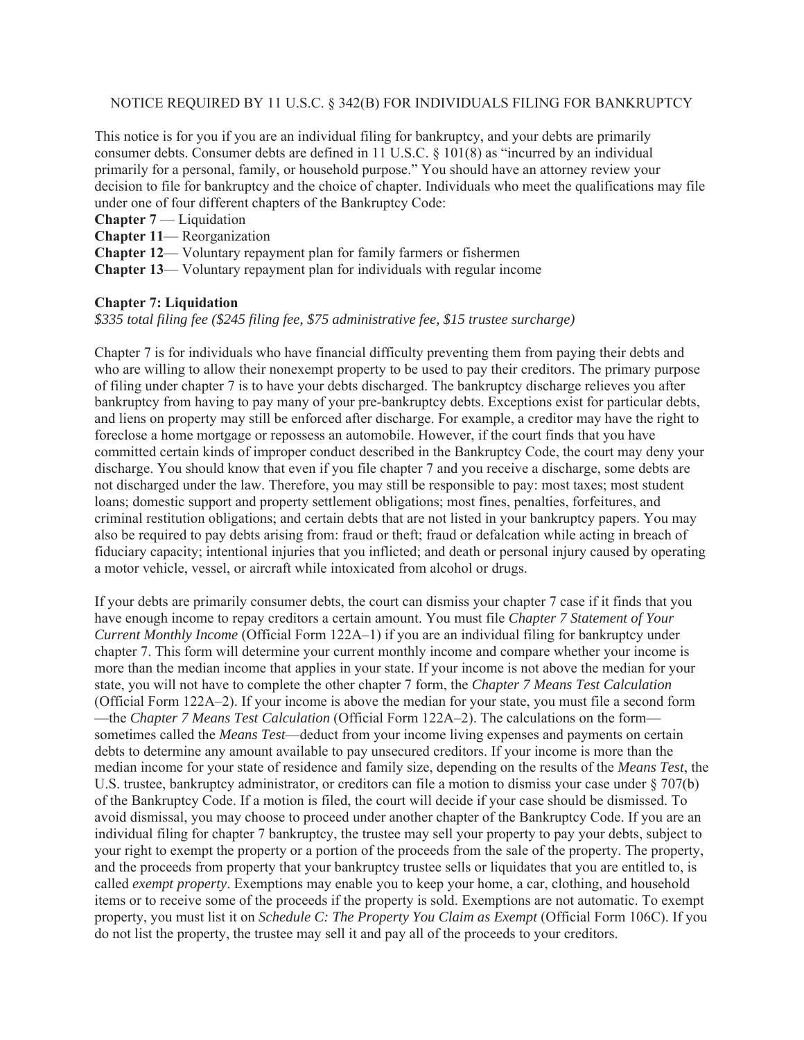NOTICE REQUIRED BY 11 U.S.C. § 342(B) FOR INDIVIDUALS FILING FOR BANKRUPTCY

This notice is for you if you are an individual filing for bankruptcy, and your debts are primarily consumer debts. Consumer debts are defined in 11 U.S.C. § 101(8) as "incurred by an individual primarily for a personal, family, or household purpose." You should have an attorney review your decision to file for bankruptcy and the choice of chapter. Individuals who meet the qualifications may file under one of four different chapters of the Bankruptcy Code:

**Chapter 7** — Liquidation
**Chapter 11**— Reorganization
**Chapter 12**— Voluntary repayment plan for family farmers or fishermen
**Chapter 13**— Voluntary repayment plan for individuals with regular income

**Chapter 7: Liquidation**

*$335 total filing fee ($245 filing fee, $75 administrative fee, $15 trustee surcharge)*

Chapter 7 is for individuals who have financial difficulty preventing them from paying their debts and who are willing to allow their nonexempt property to be used to pay their creditors. The primary purpose of filing under chapter 7 is to have your debts discharged. The bankruptcy discharge relieves you after bankruptcy from having to pay many of your pre-bankruptcy debts. Exceptions exist for particular debts, and liens on property may still be enforced after discharge. For example, a creditor may have the right to foreclose a home mortgage or repossess an automobile. However, if the court finds that you have committed certain kinds of improper conduct described in the Bankruptcy Code, the court may deny your discharge. You should know that even if you file chapter 7 and you receive a discharge, some debts are not discharged under the law. Therefore, you may still be responsible to pay: most taxes; most student loans; domestic support and property settlement obligations; most fines, penalties, forfeitures, and criminal restitution obligations; and certain debts that are not listed in your bankruptcy papers. You may also be required to pay debts arising from: fraud or theft; fraud or defalcation while acting in breach of fiduciary capacity; intentional injuries that you inflicted; and death or personal injury caused by operating a motor vehicle, vessel, or aircraft while intoxicated from alcohol or drugs.

If your debts are primarily consumer debts, the court can dismiss your chapter 7 case if it finds that you have enough income to repay creditors a certain amount. You must file *Chapter 7 Statement of Your Current Monthly Income* (Official Form 122A–1) if you are an individual filing for bankruptcy under chapter 7. This form will determine your current monthly income and compare whether your income is more than the median income that applies in your state. If your income is not above the median for your state, you will not have to complete the other chapter 7 form, the *Chapter 7 Means Test Calculation* (Official Form 122A–2). If your income is above the median for your state, you must file a second form —the *Chapter 7 Means Test Calculation* (Official Form 122A–2). The calculations on the form— sometimes called the *Means Test*—deduct from your income living expenses and payments on certain debts to determine any amount available to pay unsecured creditors. If your income is more than the median income for your state of residence and family size, depending on the results of the *Means Test*, the U.S. trustee, bankruptcy administrator, or creditors can file a motion to dismiss your case under § 707(b) of the Bankruptcy Code. If a motion is filed, the court will decide if your case should be dismissed. To avoid dismissal, you may choose to proceed under another chapter of the Bankruptcy Code. If you are an individual filing for chapter 7 bankruptcy, the trustee may sell your property to pay your debts, subject to your right to exempt the property or a portion of the proceeds from the sale of the property. The property, and the proceeds from property that your bankruptcy trustee sells or liquidates that you are entitled to, is called *exempt property*. Exemptions may enable you to keep your home, a car, clothing, and household items or to receive some of the proceeds if the property is sold. Exemptions are not automatic. To exempt property, you must list it on *Schedule C: The Property You Claim as Exempt* (Official Form 106C). If you do not list the property, the trustee may sell it and pay all of the proceeds to your creditors.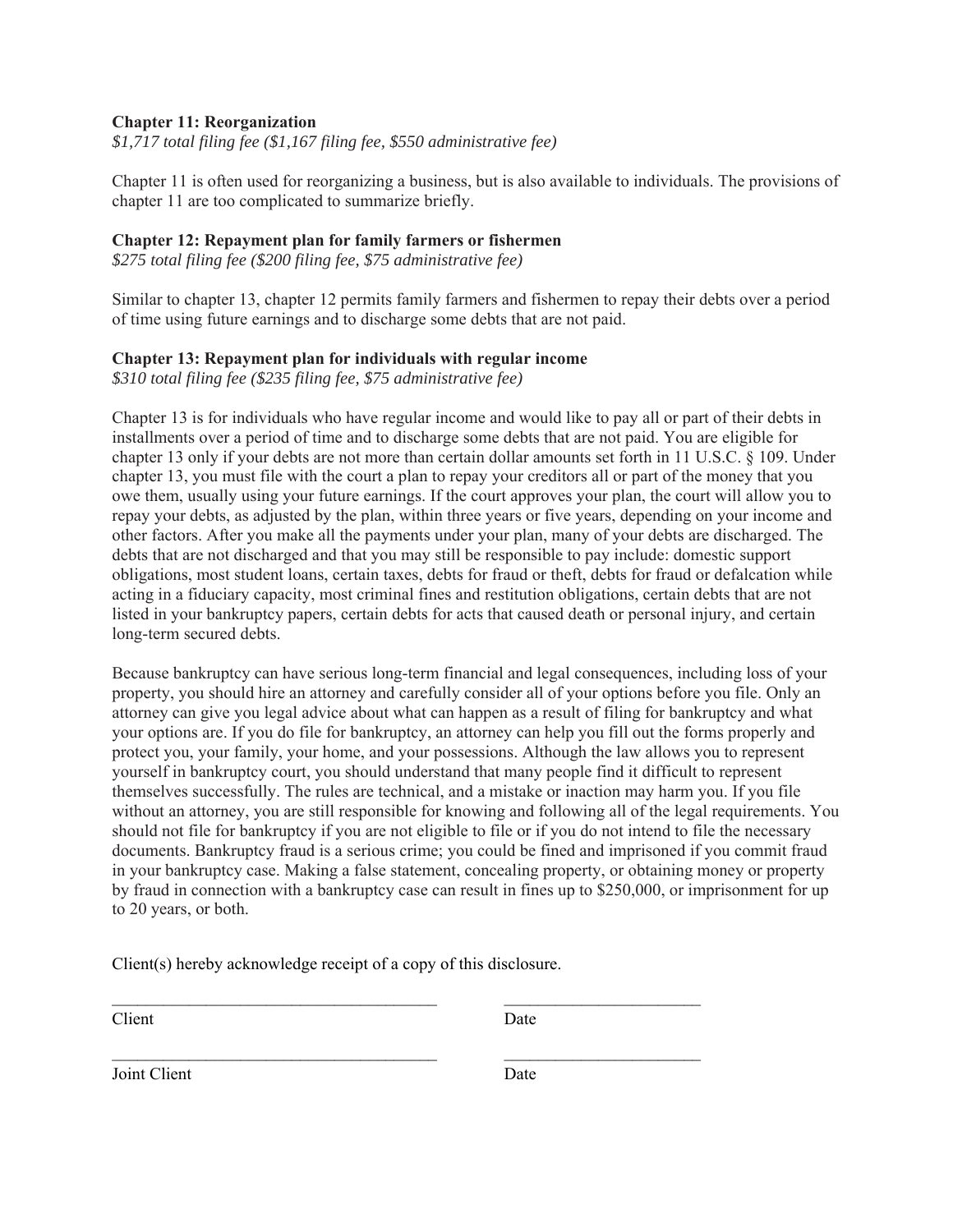**Chapter 11: Reorganization**
*$1,717 total filing fee ($1,167 filing fee, $550 administrative fee)*

Chapter 11 is often used for reorganizing a business, but is also available to individuals. The provisions of chapter 11 are too complicated to summarize briefly.

**Chapter 12: Repayment plan for family farmers or fishermen**
*$275 total filing fee ($200 filing fee, $75 administrative fee)*

Similar to chapter 13, chapter 12 permits family farmers and fishermen to repay their debts over a period of time using future earnings and to discharge some debts that are not paid.

**Chapter 13: Repayment plan for individuals with regular income**
*$310 total filing fee ($235 filing fee, $75 administrative fee)*

Chapter 13 is for individuals who have regular income and would like to pay all or part of their debts in installments over a period of time and to discharge some debts that are not paid. You are eligible for chapter 13 only if your debts are not more than certain dollar amounts set forth in 11 U.S.C. § 109. Under chapter 13, you must file with the court a plan to repay your creditors all or part of the money that you owe them, usually using your future earnings. If the court approves your plan, the court will allow you to repay your debts, as adjusted by the plan, within three years or five years, depending on your income and other factors. After you make all the payments under your plan, many of your debts are discharged. The debts that are not discharged and that you may still be responsible to pay include: domestic support obligations, most student loans, certain taxes, debts for fraud or theft, debts for fraud or defalcation while acting in a fiduciary capacity, most criminal fines and restitution obligations, certain debts that are not listed in your bankruptcy papers, certain debts for acts that caused death or personal injury, and certain long-term secured debts.

Because bankruptcy can have serious long-term financial and legal consequences, including loss of your property, you should hire an attorney and carefully consider all of your options before you file. Only an attorney can give you legal advice about what can happen as a result of filing for bankruptcy and what your options are. If you do file for bankruptcy, an attorney can help you fill out the forms properly and protect you, your family, your home, and your possessions. Although the law allows you to represent yourself in bankruptcy court, you should understand that many people find it difficult to represent themselves successfully. The rules are technical, and a mistake or inaction may harm you. If you file without an attorney, you are still responsible for knowing and following all of the legal requirements. You should not file for bankruptcy if you are not eligible to file or if you do not intend to file the necessary documents. Bankruptcy fraud is a serious crime; you could be fined and imprisoned if you commit fraud in your bankruptcy case. Making a false statement, concealing property, or obtaining money or property by fraud in connection with a bankruptcy case can result in fines up to $250,000, or imprisonment for up to 20 years, or both.

Client(s) hereby acknowledge receipt of a copy of this disclosure.

\_\_\_\_\_\_\_\_\_\_\_\_\_\_\_\_\_\_\_\_\_\_\_\_\_\_\_\_\_\_\_\_\_\_\_\_\_\_\_\_ \_\_\_\_\_\_\_\_\_\_\_\_\_\_\_\_\_\_\_\_\_\_\_\_

Client Date

\_\_\_\_\_\_\_\_\_\_\_\_\_\_\_\_\_\_\_\_\_\_\_\_\_\_\_\_\_\_\_\_\_\_\_\_\_\_\_\_ \_\_\_\_\_\_\_\_\_\_\_\_\_\_\_\_\_\_\_\_\_\_\_\_

Joint Client Date